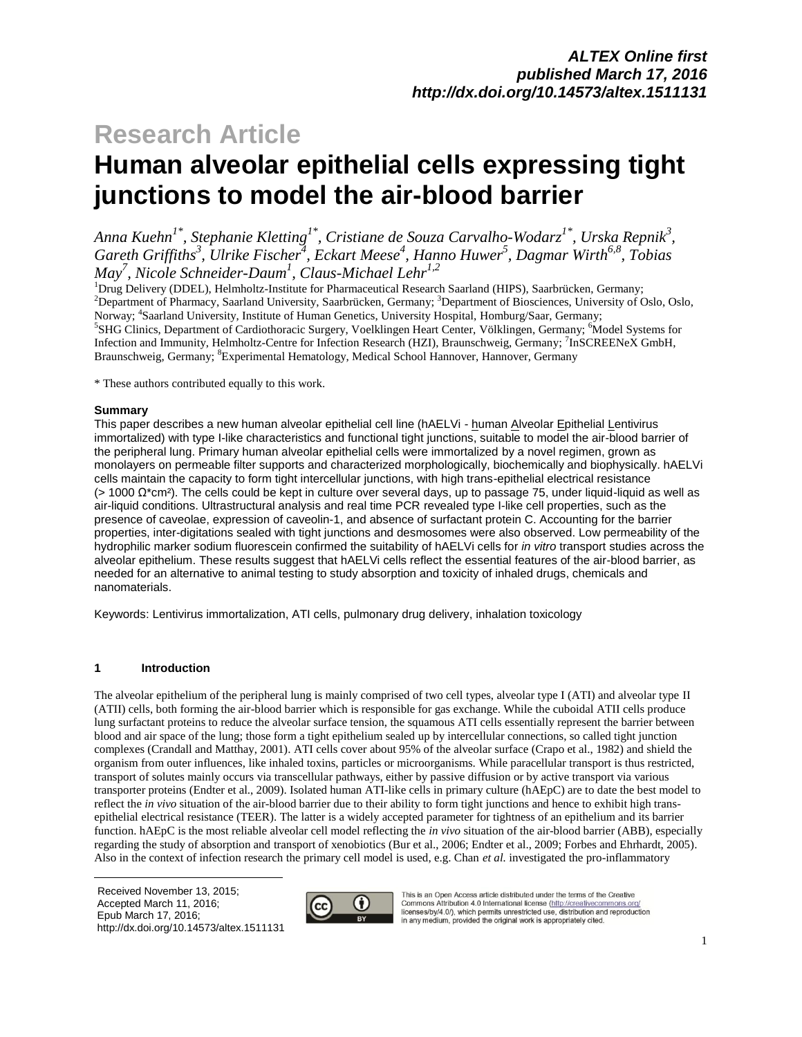**ALTEX Online first published March 17, 2016 http://dx.doi.org/10.14573/altex.1511131**

# Research Article

# Human alveolar epithelial cells expressing tight junctions to model the air-blood barrier

*Anna Kuehn[1*], Stephanie Kletting[1*], Cristiane de Souza Carvalho-Wodarz[1*], Urska Repnik[3], Gareth Griffiths[3], Ulrike Fischer[4], Eckart Meese[4], Hanno Huwer[5], Dagmar Wirth[6,8], Tobias May[7], Nicole Schneider-Daum[1], Claus-Michael Lehr[1,2]*

[1]Drug Delivery (DDEL), Helmholtz-Institute for Pharmaceutical Research Saarland (HIPS), Saarbrücken, Germany; [2]Department of Pharmacy, Saarland University, Saarbrücken, Germany; [3]Department of Biosciences, University of Oslo, Oslo, Norway; [4]Saarland University, Institute of Human Genetics, University Hospital, Homburg/Saar, Germany; [5]SHG Clinics, Department of Cardiothoracic Surgery, Voelklingen Heart Center, Völklingen, Germany; [6]Model Systems for Infection and Immunity, Helmholtz-Centre for Infection Research (HZI), Braunschweig, Germany; [7]InSCREENeX GmbH, Braunschweig, Germany; [8]Experimental Hematology, Medical School Hannover, Hannover, Germany

* These authors contributed equally to this work.

**Summary**

This paper describes a new human alveolar epithelial cell line (hAELVi - human Alveolar Epithelial Lentivirus immortalized) with type I-like characteristics and functional tight junctions, suitable to model the air-blood barrier of the peripheral lung. Primary human alveolar epithelial cells were immortalized by a novel regimen, grown as monolayers on permeable filter supports and characterized morphologically, biochemically and biophysically. hAELVi cells maintain the capacity to form tight intercellular junctions, with high trans-epithelial electrical resistance (> 1000 Ω*cm²). The cells could be kept in culture over several days, up to passage 75, under liquid-liquid as well as air-liquid conditions. Ultrastructural analysis and real time PCR revealed type I-like cell properties, such as the presence of caveolae, expression of caveolin-1, and absence of surfactant protein C. Accounting for the barrier properties, inter-digitations sealed with tight junctions and desmosomes were also observed. Low permeability of the hydrophilic marker sodium fluorescein confirmed the suitability of hAELVi cells for *in vitro* transport studies across the alveolar epithelium. These results suggest that hAELVi cells reflect the essential features of the air-blood barrier, as needed for an alternative to animal testing to study absorption and toxicity of inhaled drugs, chemicals and nanomaterials.

Keywords: Lentivirus immortalization, ATI cells, pulmonary drug delivery, inhalation toxicology

## 1 Introduction

The alveolar epithelium of the peripheral lung is mainly comprised of two cell types, alveolar type I (ATI) and alveolar type II (ATII) cells, both forming the air-blood barrier which is responsible for gas exchange. While the cuboidal ATII cells produce lung surfactant proteins to reduce the alveolar surface tension, the squamous ATI cells essentially represent the barrier between blood and air space of the lung; those form a tight epithelium sealed up by intercellular connections, so called tight junction complexes (Crandall and Matthay, 2001). ATI cells cover about 95% of the alveolar surface (Crapo et al., 1982) and shield the organism from outer influences, like inhaled toxins, particles or microorganisms. While paracellular transport is thus restricted, transport of solutes mainly occurs via transcellular pathways, either by passive diffusion or by active transport via various transporter proteins (Endter et al., 2009). Isolated human ATI-like cells in primary culture (hAEpC) are to date the best model to reflect the *in vivo* situation of the air-blood barrier due to their ability to form tight junctions and hence to exhibit high trans-epithelial electrical resistance (TEER). The latter is a widely accepted parameter for tightness of an epithelium and its barrier function. hAEpC is the most reliable alveolar cell model reflecting the *in vivo* situation of the air-blood barrier (ABB), especially regarding the study of absorption and transport of xenobiotics (Bur et al., 2006; Endter et al., 2009; Forbes and Ehrhardt, 2005). Also in the context of infection research the primary cell model is used, e.g. Chan *et al.* investigated the pro-inflammatory

Received November 13, 2015;
Accepted March 11, 2016;
Epub March 17, 2016;
http://dx.doi.org/10.14573/altex.1511131

This is an Open Access article distributed under the terms of the Creative Commons Attribution 4.0 International license (http://creativecommons.org/licenses/by/4.0/), which permits unrestricted use, distribution and reproduction in any medium, provided the original work is appropriately cited.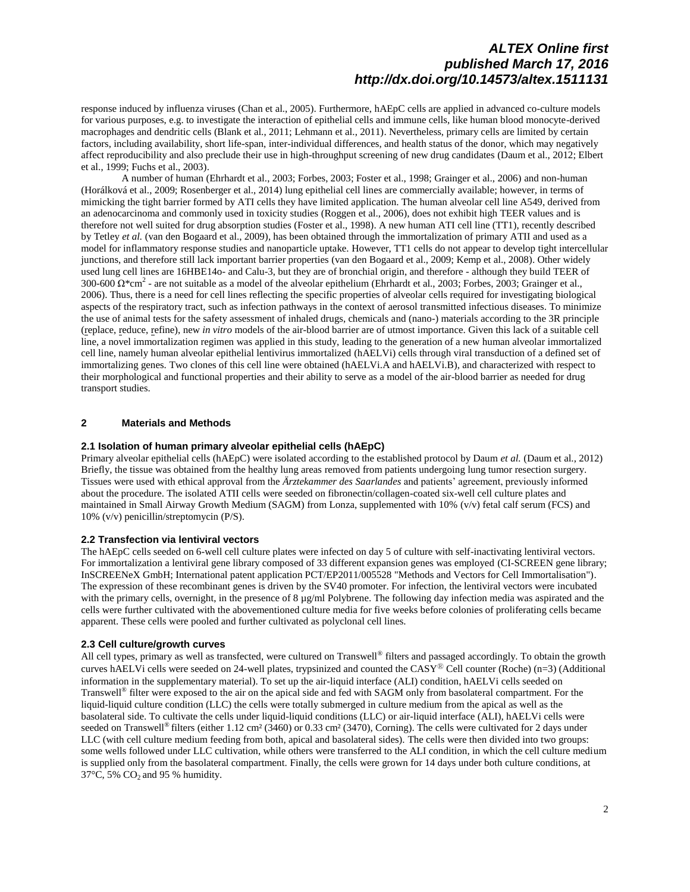response induced by influenza viruses (Chan et al., 2005). Furthermore, hAEpC cells are applied in advanced co-culture models for various purposes, e.g. to investigate the interaction of epithelial cells and immune cells, like human blood monocyte-derived macrophages and dendritic cells (Blank et al., 2011; Lehmann et al., 2011). Nevertheless, primary cells are limited by certain factors, including availability, short life-span, inter-individual differences, and health status of the donor, which may negatively affect reproducibility and also preclude their use in high-throughput screening of new drug candidates (Daum et al., 2012; Elbert et al., 1999; Fuchs et al., 2003).

A number of human (Ehrhardt et al., 2003; Forbes, 2003; Foster et al., 1998; Grainger et al., 2006) and non-human (Horálková et al., 2009; Rosenberger et al., 2014) lung epithelial cell lines are commercially available; however, in terms of mimicking the tight barrier formed by ATI cells they have limited application. The human alveolar cell line A549, derived from an adenocarcinoma and commonly used in toxicity studies (Roggen et al., 2006), does not exhibit high TEER values and is therefore not well suited for drug absorption studies (Foster et al., 1998). A new human ATI cell line (TT1), recently described by Tetley *et al.* (van den Bogaard et al., 2009), has been obtained through the immortalization of primary ATII and used as a model for inflammatory response studies and nanoparticle uptake. However, TT1 cells do not appear to develop tight intercellular junctions, and therefore still lack important barrier properties (van den Bogaard et al., 2009; Kemp et al., 2008). Other widely used lung cell lines are 16HBE14o- and Calu-3, but they are of bronchial origin, and therefore - although they build TEER of 300-600 $\Omega$*cm$^2$ - are not suitable as a model of the alveolar epithelium (Ehrhardt et al., 2003; Forbes, 2003; Grainger et al., 2006). Thus, there is a need for cell lines reflecting the specific properties of alveolar cells required for investigating biological aspects of the respiratory tract, such as infection pathways in the context of aerosol transmitted infectious diseases. To minimize the use of animal tests for the safety assessment of inhaled drugs, chemicals and (nano-) materials according to the 3R principle (replace, reduce, refine), new *in vitro* models of the air-blood barrier are of utmost importance. Given this lack of a suitable cell line, a novel immortalization regimen was applied in this study, leading to the generation of a new human alveolar immortalized cell line, namely human alveolar epithelial lentivirus immortalized (hAELVi) cells through viral transduction of a defined set of immortalizing genes. Two clones of this cell line were obtained (hAELVi.A and hAELVi.B), and characterized with respect to their morphological and functional properties and their ability to serve as a model of the air-blood barrier as needed for drug transport studies.

## 2 Materials and Methods

### 2.1 Isolation of human primary alveolar epithelial cells (hAEpC)

Primary alveolar epithelial cells (hAEpC) were isolated according to the established protocol by Daum *et al.* (Daum et al., 2012) Briefly, the tissue was obtained from the healthy lung areas removed from patients undergoing lung tumor resection surgery. Tissues were used with ethical approval from the *Ärztekammer des Saarlandes* and patients' agreement, previously informed about the procedure. The isolated ATII cells were seeded on fibronectin/collagen-coated six-well cell culture plates and maintained in Small Airway Growth Medium (SAGM) from Lonza, supplemented with 10% (v/v) fetal calf serum (FCS) and 10% (v/v) penicillin/streptomycin (P/S).

### 2.2 Transfection via lentiviral vectors

The hAEpC cells seeded on 6-well cell culture plates were infected on day 5 of culture with self-inactivating lentiviral vectors. For immortalization a lentiviral gene library composed of 33 different expansion genes was employed (CI-SCREEN gene library; InSCREENeX GmbH; International patent application PCT/EP2011/005528 "Methods and Vectors for Cell Immortalisation"). The expression of these recombinant genes is driven by the SV40 promoter. For infection, the lentiviral vectors were incubated with the primary cells, overnight, in the presence of 8 µg/ml Polybrene. The following day infection media was aspirated and the cells were further cultivated with the abovementioned culture media for five weeks before colonies of proliferating cells became apparent. These cells were pooled and further cultivated as polyclonal cell lines.

### 2.3 Cell culture/growth curves

All cell types, primary as well as transfected, were cultured on Transwell® filters and passaged accordingly. To obtain the growth curves hAELVi cells were seeded on 24-well plates, trypsinized and counted the CASY® Cell counter (Roche) (n=3) (Additional information in the supplementary material). To set up the air-liquid interface (ALI) condition, hAELVi cells seeded on Transwell® filter were exposed to the air on the apical side and fed with SAGM only from basolateral compartment. For the liquid-liquid culture condition (LLC) the cells were totally submerged in culture medium from the apical as well as the basolateral side. To cultivate the cells under liquid-liquid conditions (LLC) or air-liquid interface (ALI), hAELVi cells were seeded on Transwell® filters (either 1.12 cm² (3460) or 0.33 cm² (3470), Corning). The cells were cultivated for 2 days under LLC (with cell culture medium feeding from both, apical and basolateral sides). The cells were then divided into two groups: some wells followed under LLC cultivation, while others were transferred to the ALI condition, in which the cell culture medium is supplied only from the basolateral compartment. Finally, the cells were grown for 14 days under both culture conditions, at 37°C, 5% $CO_2$ and 95 % humidity.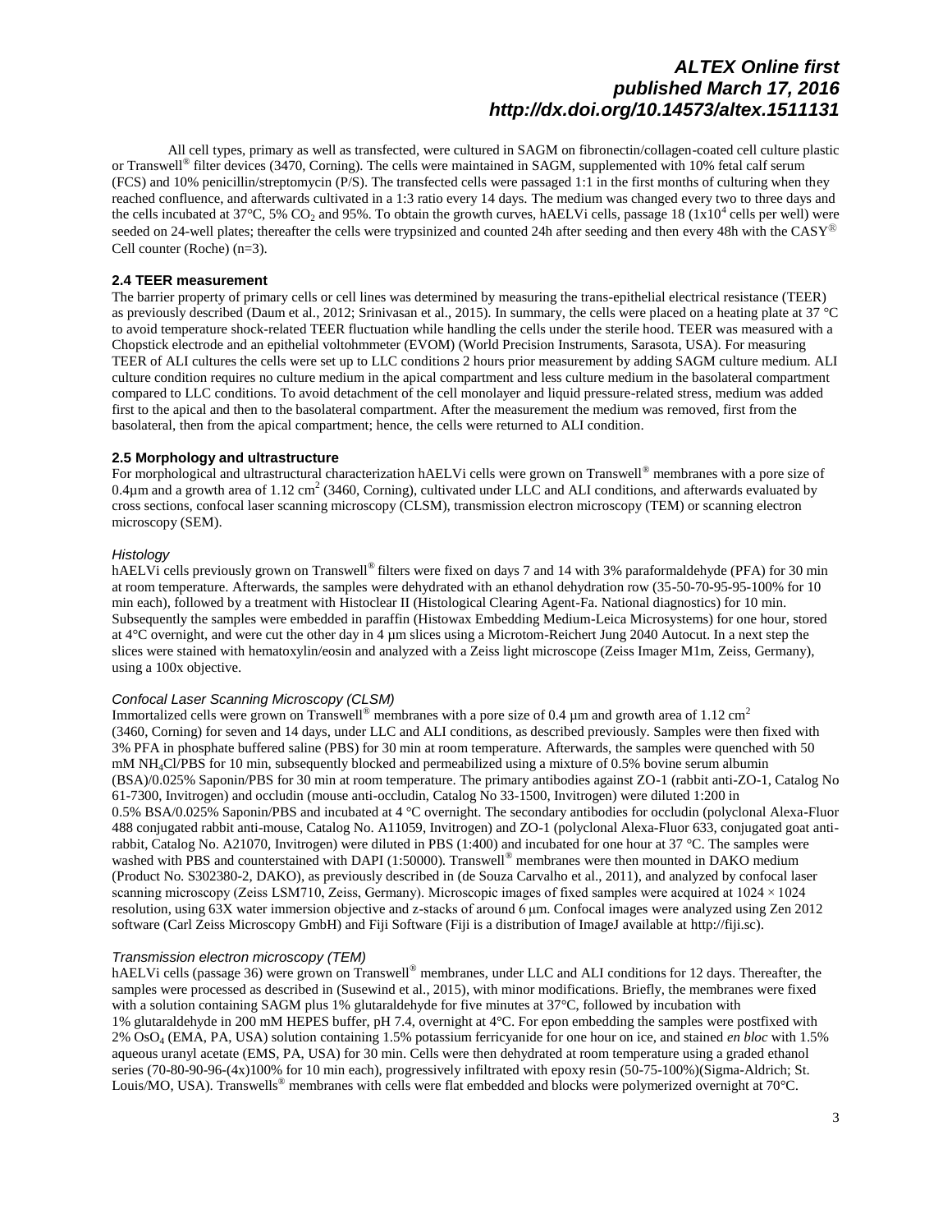All cell types, primary as well as transfected, were cultured in SAGM on fibronectin/collagen-coated cell culture plastic or Transwell® filter devices (3470, Corning). The cells were maintained in SAGM, supplemented with 10% fetal calf serum (FCS) and 10% penicillin/streptomycin (P/S). The transfected cells were passaged 1:1 in the first months of culturing when they reached confluence, and afterwards cultivated in a 1:3 ratio every 14 days. The medium was changed every two to three days and the cells incubated at 37°C, 5% $CO_2$ and 95%. To obtain the growth curves, hAELVi cells, passage 18 ($1x10^4$ cells per well) were seeded on 24-well plates; thereafter the cells were trypsinized and counted 24h after seeding and then every 48h with the CASY® Cell counter (Roche) (n=3).

### 2.4 TEER measurement

The barrier property of primary cells or cell lines was determined by measuring the trans-epithelial electrical resistance (TEER) as previously described (Daum et al., 2012; Srinivasan et al., 2015). In summary, the cells were placed on a heating plate at 37 °C to avoid temperature shock-related TEER fluctuation while handling the cells under the sterile hood. TEER was measured with a Chopstick electrode and an epithelial voltohmmeter (EVOM) (World Precision Instruments, Sarasota, USA). For measuring TEER of ALI cultures the cells were set up to LLC conditions 2 hours prior measurement by adding SAGM culture medium. ALI culture condition requires no culture medium in the apical compartment and less culture medium in the basolateral compartment compared to LLC conditions. To avoid detachment of the cell monolayer and liquid pressure-related stress, medium was added first to the apical and then to the basolateral compartment. After the measurement the medium was removed, first from the basolateral, then from the apical compartment; hence, the cells were returned to ALI condition.

### 2.5 Morphology and ultrastructure

For morphological and ultrastructural characterization hAELVi cells were grown on Transwell® membranes with a pore size of 0.4µm and a growth area of 1.12 $cm^2$ (3460, Corning), cultivated under LLC and ALI conditions, and afterwards evaluated by cross sections, confocal laser scanning microscopy (CLSM), transmission electron microscopy (TEM) or scanning electron microscopy (SEM).

#### *Histology*

hAELVi cells previously grown on Transwell® filters were fixed on days 7 and 14 with 3% paraformaldehyde (PFA) for 30 min at room temperature. Afterwards, the samples were dehydrated with an ethanol dehydration row (35-50-70-95-95-100% for 10 min each), followed by a treatment with Histoclear II (Histological Clearing Agent-Fa. National diagnostics) for 10 min. Subsequently the samples were embedded in paraffin (Histowax Embedding Medium-Leica Microsystems) for one hour, stored at 4°C overnight, and were cut the other day in 4 µm slices using a Microtom-Reichert Jung 2040 Autocut. In a next step the slices were stained with hematoxylin/eosin and analyzed with a Zeiss light microscope (Zeiss Imager M1m, Zeiss, Germany), using a 100x objective.

#### *Confocal Laser Scanning Microscopy (CLSM)*

Immortalized cells were grown on Transwell® membranes with a pore size of 0.4 µm and growth area of 1.12 $cm^2$ (3460, Corning) for seven and 14 days, under LLC and ALI conditions, as described previously. Samples were then fixed with 3% PFA in phosphate buffered saline (PBS) for 30 min at room temperature. Afterwards, the samples were quenched with 50 mM $NH_4Cl$/PBS for 10 min, subsequently blocked and permeabilized using a mixture of 0.5% bovine serum albumin (BSA)/0.025% Saponin/PBS for 30 min at room temperature. The primary antibodies against ZO-1 (rabbit anti-ZO-1, Catalog No 61-7300, Invitrogen) and occludin (mouse anti-occludin, Catalog No 33-1500, Invitrogen) were diluted 1:200 in 0.5% BSA/0.025% Saponin/PBS and incubated at 4 °C overnight. The secondary antibodies for occludin (polyclonal Alexa-Fluor 488 conjugated rabbit anti-mouse, Catalog No. A11059, Invitrogen) and ZO-1 (polyclonal Alexa-Fluor 633, conjugated goat anti-rabbit, Catalog No. A21070, Invitrogen) were diluted in PBS (1:400) and incubated for one hour at 37 °C. The samples were washed with PBS and counterstained with DAPI (1:50000). Transwell® membranes were then mounted in DAKO medium (Product No. S302380-2, DAKO), as previously described in (de Souza Carvalho et al., 2011), and analyzed by confocal laser scanning microscopy (Zeiss LSM710, Zeiss, Germany). Microscopic images of fixed samples were acquired at 1024 × 1024 resolution, using 63X water immersion objective and z-stacks of around 6 µm. Confocal images were analyzed using Zen 2012 software (Carl Zeiss Microscopy GmbH) and Fiji Software (Fiji is a distribution of ImageJ available at http://fiji.sc).

#### *Transmission electron microscopy (TEM)*

hAELVi cells (passage 36) were grown on Transwell® membranes, under LLC and ALI conditions for 12 days. Thereafter, the samples were processed as described in (Susewind et al., 2015), with minor modifications. Briefly, the membranes were fixed with a solution containing SAGM plus 1% glutaraldehyde for five minutes at 37°C, followed by incubation with 1% glutaraldehyde in 200 mM HEPES buffer, pH 7.4, overnight at 4°C. For epon embedding the samples were postfixed with 2% $OsO_4$ (EMA, PA, USA) solution containing 1.5% potassium ferricyanide for one hour on ice, and stained *en bloc* with 1.5% aqueous uranyl acetate (EMS, PA, USA) for 30 min. Cells were then dehydrated at room temperature using a graded ethanol series (70-80-90-96-(4x)100% for 10 min each), progressively infiltrated with epoxy resin (50-75-100%)(Sigma-Aldrich; St. Louis/MO, USA). Transwells® membranes with cells were flat embedded and blocks were polymerized overnight at 70°C.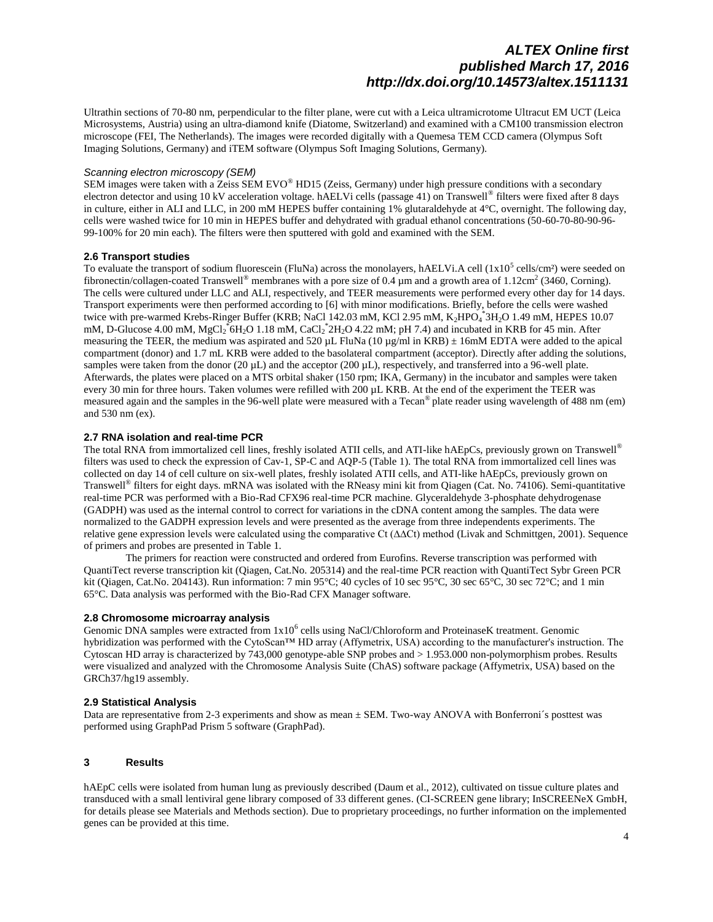Ultrathin sections of 70-80 nm, perpendicular to the filter plane, were cut with a Leica ultramicrotome Ultracut EM UCT (Leica Microsystems, Austria) using an ultra-diamond knife (Diatome, Switzerland) and examined with a CM100 transmission electron microscope (FEI, The Netherlands). The images were recorded digitally with a Quemesa TEM CCD camera (Olympus Soft Imaging Solutions, Germany) and iTEM software (Olympus Soft Imaging Solutions, Germany).

*Scanning electron microscopy (SEM)*

SEM images were taken with a Zeiss SEM EVO® HD15 (Zeiss, Germany) under high pressure conditions with a secondary electron detector and using 10 kV acceleration voltage. hAELVi cells (passage 41) on Transwell® filters were fixed after 8 days in culture, either in ALI and LLC, in 200 mM HEPES buffer containing 1% glutaraldehyde at 4°C, overnight. The following day, cells were washed twice for 10 min in HEPES buffer and dehydrated with gradual ethanol concentrations (50-60-70-80-90-96-99-100% for 20 min each). The filters were then sputtered with gold and examined with the SEM.

### 2.6 Transport studies

To evaluate the transport of sodium fluorescein (FluNa) across the monolayers, hAELVi.A cell ($1x10^5$ cells/cm²) were seeded on fibronectin/collagen-coated Transwell® membranes with a pore size of 0.4 µm and a growth area of 1.12cm² (3460, Corning). The cells were cultured under LLC and ALI, respectively, and TEER measurements were performed every other day for 14 days. Transport experiments were then performed according to [6] with minor modifications. Briefly, before the cells were washed twice with pre-warmed Krebs-Ringer Buffer (KRB; NaCl 142.03 mM, KCl 2.95 mM, $K_2HPO_4{}^*3H_2O$ 1.49 mM, HEPES 10.07 mM, D-Glucose 4.00 mM, $MgCl_2{}^*6H_2O$ 1.18 mM, $CaCl_2{}^*2H_2O$ 4.22 mM; pH 7.4) and incubated in KRB for 45 min. After measuring the TEER, the medium was aspirated and 520 µL FluNa (10 µg/ml in KRB) ± 16mM EDTA were added to the apical compartment (donor) and 1.7 mL KRB were added to the basolateral compartment (acceptor). Directly after adding the solutions, samples were taken from the donor (20 µL) and the acceptor (200 µL), respectively, and transferred into a 96-well plate. Afterwards, the plates were placed on a MTS orbital shaker (150 rpm; IKA, Germany) in the incubator and samples were taken every 30 min for three hours. Taken volumes were refilled with 200 µL KRB. At the end of the experiment the TEER was measured again and the samples in the 96-well plate were measured with a Tecan® plate reader using wavelength of 488 nm (em) and 530 nm (ex).

### 2.7 RNA isolation and real-time PCR

The total RNA from immortalized cell lines, freshly isolated ATII cells, and ATI-like hAEpCs, previously grown on Transwell® filters was used to check the expression of Cav-1, SP-C and AQP-5 (Table 1). The total RNA from immortalized cell lines was collected on day 14 of cell culture on six-well plates, freshly isolated ATII cells, and ATI-like hAEpCs, previously grown on Transwell® filters for eight days. mRNA was isolated with the RNeasy mini kit from Qiagen (Cat. No. 74106). Semi-quantitative real-time PCR was performed with a Bio-Rad CFX96 real-time PCR machine. Glyceraldehyde 3-phosphate dehydrogenase (GADPH) was used as the internal control to correct for variations in the cDNA content among the samples. The data were normalized to the GADPH expression levels and were presented as the average from three independents experiments. The relative gene expression levels were calculated using the comparative Ct (ΔΔCt) method (Livak and Schmittgen, 2001). Sequence of primers and probes are presented in Table 1.

The primers for reaction were constructed and ordered from Eurofins. Reverse transcription was performed with QuantiTect reverse transcription kit (Qiagen, Cat.No. 205314) and the real-time PCR reaction with QuantiTect Sybr Green PCR kit (Qiagen, Cat.No. 204143). Run information: 7 min 95°C; 40 cycles of 10 sec 95°C, 30 sec 65°C, 30 sec 72°C; and 1 min 65°C. Data analysis was performed with the Bio-Rad CFX Manager software.

### 2.8 Chromosome microarray analysis

Genomic DNA samples were extracted from $1x10^6$ cells using NaCl/Chloroform and ProteinaseK treatment. Genomic hybridization was performed with the CytoScan™ HD array (Affymetrix, USA) according to the manufacturer's instruction. The Cytoscan HD array is characterized by 743,000 genotype-able SNP probes and > 1.953.000 non-polymorphism probes. Results were visualized and analyzed with the Chromosome Analysis Suite (ChAS) software package (Affymetrix, USA) based on the GRCh37/hg19 assembly.

### 2.9 Statistical Analysis

Data are representative from 2-3 experiments and show as mean ± SEM. Two-way ANOVA with Bonferroni´s posttest was performed using GraphPad Prism 5 software (GraphPad).

## 3 Results

hAEpC cells were isolated from human lung as previously described (Daum et al., 2012), cultivated on tissue culture plates and transduced with a small lentiviral gene library composed of 33 different genes. (CI-SCREEN gene library; InSCREENeX GmbH, for details please see Materials and Methods section). Due to proprietary proceedings, no further information on the implemented genes can be provided at this time.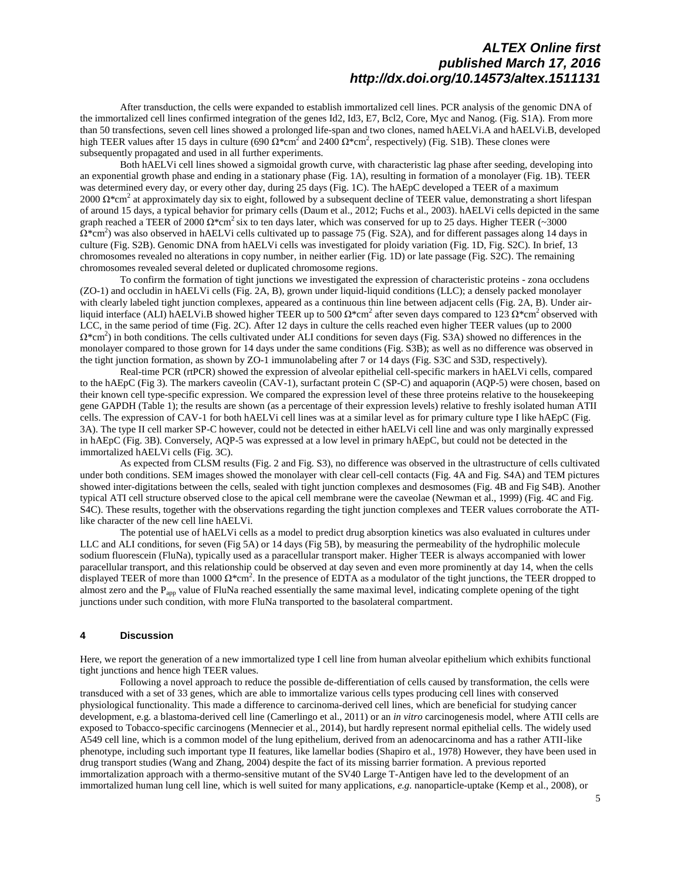After transduction, the cells were expanded to establish immortalized cell lines. PCR analysis of the genomic DNA of the immortalized cell lines confirmed integration of the genes Id2, Id3, E7, Bcl2, Core, Myc and Nanog. (Fig. S1A). From more than 50 transfections, seven cell lines showed a prolonged life-span and two clones, named hAELVi.A and hAELVi.B, developed high TEER values after 15 days in culture (690 $\Omega$*cm$^2$ and 2400 $\Omega$*cm$^2$, respectively) (Fig. S1B). These clones were subsequently propagated and used in all further experiments.

Both hAELVi cell lines showed a sigmoidal growth curve, with characteristic lag phase after seeding, developing into an exponential growth phase and ending in a stationary phase (Fig. 1A), resulting in formation of a monolayer (Fig. 1B). TEER was determined every day, or every other day, during 25 days (Fig. 1C). The hAEpC developed a TEER of a maximum 2000 $\Omega$*cm$^2$ at approximately day six to eight, followed by a subsequent decline of TEER value, demonstrating a short lifespan of around 15 days, a typical behavior for primary cells (Daum et al., 2012; Fuchs et al., 2003). hAELVi cells depicted in the same graph reached a TEER of 2000 $\Omega$*cm$^2$ six to ten days later, which was conserved for up to 25 days. Higher TEER (~3000 $\Omega$*cm$^2$) was also observed in hAELVi cells cultivated up to passage 75 (Fig. S2A), and for different passages along 14 days in culture (Fig. S2B). Genomic DNA from hAELVi cells was investigated for ploidy variation (Fig. 1D, Fig. S2C). In brief, 13 chromosomes revealed no alterations in copy number, in neither earlier (Fig. 1D) or late passage (Fig. S2C). The remaining chromosomes revealed several deleted or duplicated chromosome regions.

To confirm the formation of tight junctions we investigated the expression of characteristic proteins - zona occludens (ZO-1) and occludin in hAELVi cells (Fig. 2A, B), grown under liquid-liquid conditions (LLC); a densely packed monolayer with clearly labeled tight junction complexes, appeared as a continuous thin line between adjacent cells (Fig. 2A, B). Under air-liquid interface (ALI) hAELVi.B showed higher TEER up to 500 $\Omega$*cm$^2$ after seven days compared to 123 $\Omega$*cm$^2$ observed with LCC, in the same period of time (Fig. 2C). After 12 days in culture the cells reached even higher TEER values (up to 2000 $\Omega$*cm$^2$) in both conditions. The cells cultivated under ALI conditions for seven days (Fig. S3A) showed no differences in the monolayer compared to those grown for 14 days under the same conditions (Fig. S3B); as well as no difference was observed in the tight junction formation, as shown by ZO-1 immunolabeling after 7 or 14 days (Fig. S3C and S3D, respectively).

Real-time PCR (rtPCR) showed the expression of alveolar epithelial cell-specific markers in hAELVi cells, compared to the hAEpC (Fig 3). The markers caveolin (CAV-1), surfactant protein C (SP-C) and aquaporin (AQP-5) were chosen, based on their known cell type-specific expression. We compared the expression level of these three proteins relative to the housekeeping gene GAPDH (Table 1); the results are shown (as a percentage of their expression levels) relative to freshly isolated human ATII cells. The expression of CAV-1 for both hAELVi cell lines was at a similar level as for primary culture type I like hAEpC (Fig. 3A). The type II cell marker SP-C however, could not be detected in either hAELVi cell line and was only marginally expressed in hAEpC (Fig. 3B). Conversely, AQP-5 was expressed at a low level in primary hAEpC, but could not be detected in the immortalized hAELVi cells (Fig. 3C).

As expected from CLSM results (Fig. 2 and Fig. S3), no difference was observed in the ultrastructure of cells cultivated under both conditions. SEM images showed the monolayer with clear cell-cell contacts (Fig. 4A and Fig. S4A) and TEM pictures showed inter-digitations between the cells, sealed with tight junction complexes and desmosomes (Fig. 4B and Fig S4B). Another typical ATI cell structure observed close to the apical cell membrane were the caveolae (Newman et al., 1999) (Fig. 4C and Fig. S4C). These results, together with the observations regarding the tight junction complexes and TEER values corroborate the ATI-like character of the new cell line hAELVi.

The potential use of hAELVi cells as a model to predict drug absorption kinetics was also evaluated in cultures under LLC and ALI conditions, for seven (Fig 5A) or 14 days (Fig 5B), by measuring the permeability of the hydrophilic molecule sodium fluorescein (FluNa), typically used as a paracellular transport maker. Higher TEER is always accompanied with lower paracellular transport, and this relationship could be observed at day seven and even more prominently at day 14, when the cells displayed TEER of more than 1000 $\Omega$*cm$^2$. In the presence of EDTA as a modulator of the tight junctions, the TEER dropped to almost zero and the $P_{app}$ value of FluNa reached essentially the same maximal level, indicating complete opening of the tight junctions under such condition, with more FluNa transported to the basolateral compartment.

## 4 Discussion

Here, we report the generation of a new immortalized type I cell line from human alveolar epithelium which exhibits functional tight junctions and hence high TEER values.

Following a novel approach to reduce the possible de-differentiation of cells caused by transformation, the cells were transduced with a set of 33 genes, which are able to immortalize various cells types producing cell lines with conserved physiological functionality. This made a difference to carcinoma-derived cell lines, which are beneficial for studying cancer development, e.g. a blastoma-derived cell line (Camerlingo et al., 2011) or an *in vitro* carcinogenesis model, where ATII cells are exposed to Tobacco-specific carcinogens (Mennecier et al., 2014), but hardly represent normal epithelial cells. The widely used A549 cell line, which is a common model of the lung epithelium, derived from an adenocarcinoma and has a rather ATII-like phenotype, including such important type II features, like lamellar bodies (Shapiro et al., 1978) However, they have been used in drug transport studies (Wang and Zhang, 2004) despite the fact of its missing barrier formation. A previous reported immortalization approach with a thermo-sensitive mutant of the SV40 Large T-Antigen have led to the development of an immortalized human lung cell line, which is well suited for many applications, *e.g.* nanoparticle-uptake (Kemp et al., 2008), or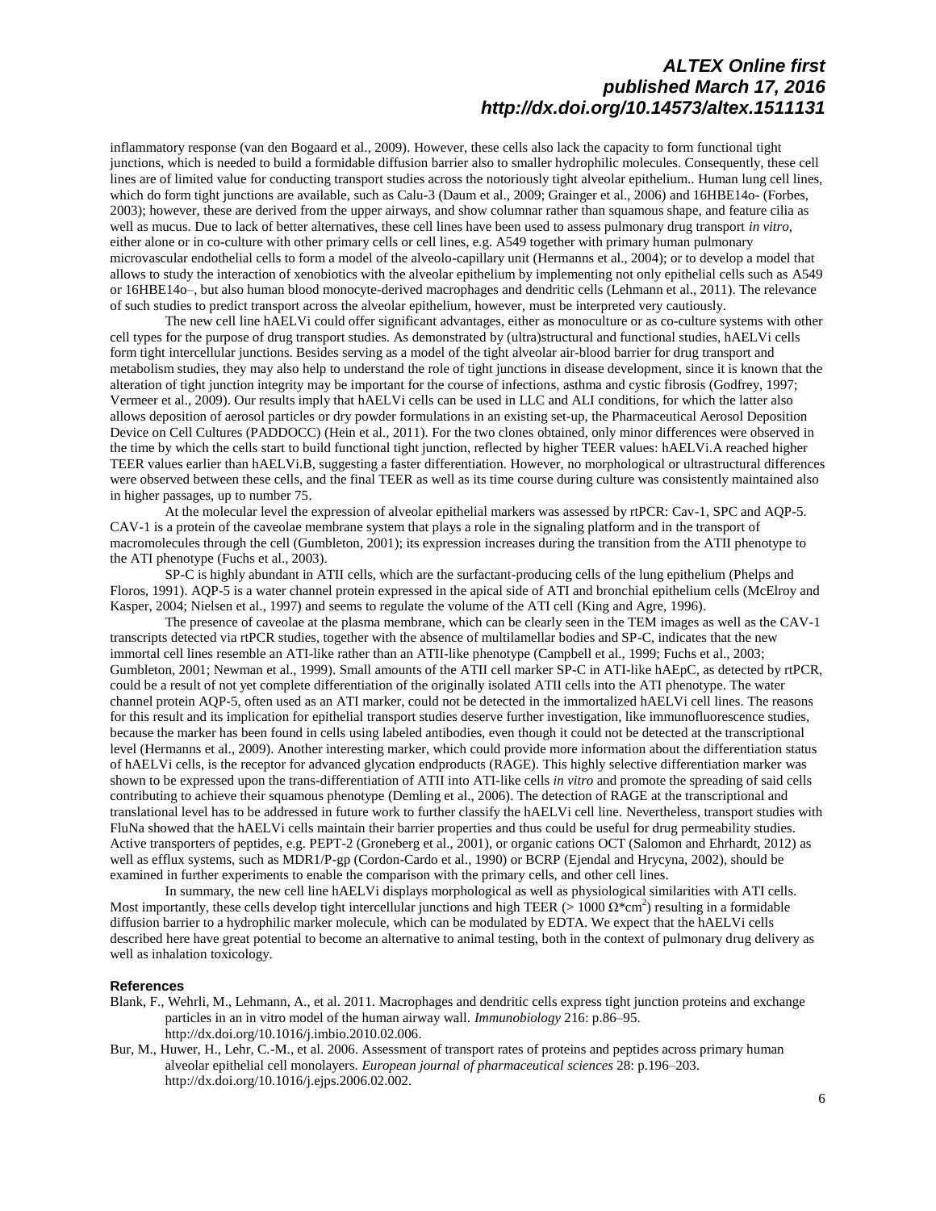inflammatory response (van den Bogaard et al., 2009). However, these cells also lack the capacity to form functional tight junctions, which is needed to build a formidable diffusion barrier also to smaller hydrophilic molecules. Consequently, these cell lines are of limited value for conducting transport studies across the notoriously tight alveolar epithelium.. Human lung cell lines, which do form tight junctions are available, such as Calu-3 (Daum et al., 2009; Grainger et al., 2006) and 16HBE14o- (Forbes, 2003); however, these are derived from the upper airways, and show columnar rather than squamous shape, and feature cilia as well as mucus. Due to lack of better alternatives, these cell lines have been used to assess pulmonary drug transport *in vitro*, either alone or in co-culture with other primary cells or cell lines, e.g. A549 together with primary human pulmonary microvascular endothelial cells to form a model of the alveolo-capillary unit (Hermanns et al., 2004); or to develop a model that allows to study the interaction of xenobiotics with the alveolar epithelium by implementing not only epithelial cells such as A549 or 16HBE14o–, but also human blood monocyte-derived macrophages and dendritic cells (Lehmann et al., 2011). The relevance of such studies to predict transport across the alveolar epithelium, however, must be interpreted very cautiously.

The new cell line hAELVi could offer significant advantages, either as monoculture or as co-culture systems with other cell types for the purpose of drug transport studies. As demonstrated by (ultra)structural and functional studies, hAELVi cells form tight intercellular junctions. Besides serving as a model of the tight alveolar air-blood barrier for drug transport and metabolism studies, they may also help to understand the role of tight junctions in disease development, since it is known that the alteration of tight junction integrity may be important for the course of infections, asthma and cystic fibrosis (Godfrey, 1997; Vermeer et al., 2009). Our results imply that hAELVi cells can be used in LLC and ALI conditions, for which the latter also allows deposition of aerosol particles or dry powder formulations in an existing set-up, the Pharmaceutical Aerosol Deposition Device on Cell Cultures (PADDOCC) (Hein et al., 2011). For the two clones obtained, only minor differences were observed in the time by which the cells start to build functional tight junction, reflected by higher TEER values: hAELVi.A reached higher TEER values earlier than hAELVi.B, suggesting a faster differentiation. However, no morphological or ultrastructural differences were observed between these cells, and the final TEER as well as its time course during culture was consistently maintained also in higher passages, up to number 75.

At the molecular level the expression of alveolar epithelial markers was assessed by rtPCR: Cav-1, SPC and AQP-5. CAV-1 is a protein of the caveolae membrane system that plays a role in the signaling platform and in the transport of macromolecules through the cell (Gumbleton, 2001); its expression increases during the transition from the ATII phenotype to the ATI phenotype (Fuchs et al., 2003).

SP-C is highly abundant in ATII cells, which are the surfactant-producing cells of the lung epithelium (Phelps and Floros, 1991). AQP-5 is a water channel protein expressed in the apical side of ATI and bronchial epithelium cells (McElroy and Kasper, 2004; Nielsen et al., 1997) and seems to regulate the volume of the ATI cell (King and Agre, 1996).

The presence of caveolae at the plasma membrane, which can be clearly seen in the TEM images as well as the CAV-1 transcripts detected via rtPCR studies, together with the absence of multilamellar bodies and SP-C, indicates that the new immortal cell lines resemble an ATI-like rather than an ATII-like phenotype (Campbell et al., 1999; Fuchs et al., 2003; Gumbleton, 2001; Newman et al., 1999). Small amounts of the ATII cell marker SP-C in ATI-like hAEpC, as detected by rtPCR, could be a result of not yet complete differentiation of the originally isolated ATII cells into the ATI phenotype. The water channel protein AQP-5, often used as an ATI marker, could not be detected in the immortalized hAELVi cell lines. The reasons for this result and its implication for epithelial transport studies deserve further investigation, like immunofluorescence studies, because the marker has been found in cells using labeled antibodies, even though it could not be detected at the transcriptional level (Hermanns et al., 2009). Another interesting marker, which could provide more information about the differentiation status of hAELVi cells, is the receptor for advanced glycation endproducts (RAGE). This highly selective differentiation marker was shown to be expressed upon the trans-differentiation of ATII into ATI-like cells *in vitro* and promote the spreading of said cells contributing to achieve their squamous phenotype (Demling et al., 2006). The detection of RAGE at the transcriptional and translational level has to be addressed in future work to further classify the hAELVi cell line. Nevertheless, transport studies with FluNa showed that the hAELVi cells maintain their barrier properties and thus could be useful for drug permeability studies. Active transporters of peptides, e.g. PEPT-2 (Groneberg et al., 2001), or organic cations OCT (Salomon and Ehrhardt, 2012) as well as efflux systems, such as MDR1/P-gp (Cordon-Cardo et al., 1990) or BCRP (Ejendal and Hrycyna, 2002), should be examined in further experiments to enable the comparison with the primary cells, and other cell lines.

In summary, the new cell line hAELVi displays morphological as well as physiological similarities with ATI cells. Most importantly, these cells develop tight intercellular junctions and high TEER ($> 1000\ \Omega{*}cm^2$) resulting in a formidable diffusion barrier to a hydrophilic marker molecule, which can be modulated by EDTA. We expect that the hAELVi cells described here have great potential to become an alternative to animal testing, both in the context of pulmonary drug delivery as well as inhalation toxicology.

## References

Blank, F., Wehrli, M., Lehmann, A., et al. 2011. Macrophages and dendritic cells express tight junction proteins and exchange particles in an in vitro model of the human airway wall. *Immunobiology* 216: p.86–95. http://dx.doi.org/10.1016/j.imbio.2010.02.006.

Bur, M., Huwer, H., Lehr, C.-M., et al. 2006. Assessment of transport rates of proteins and peptides across primary human alveolar epithelial cell monolayers. *European journal of pharmaceutical sciences* 28: p.196–203. http://dx.doi.org/10.1016/j.ejps.2006.02.002.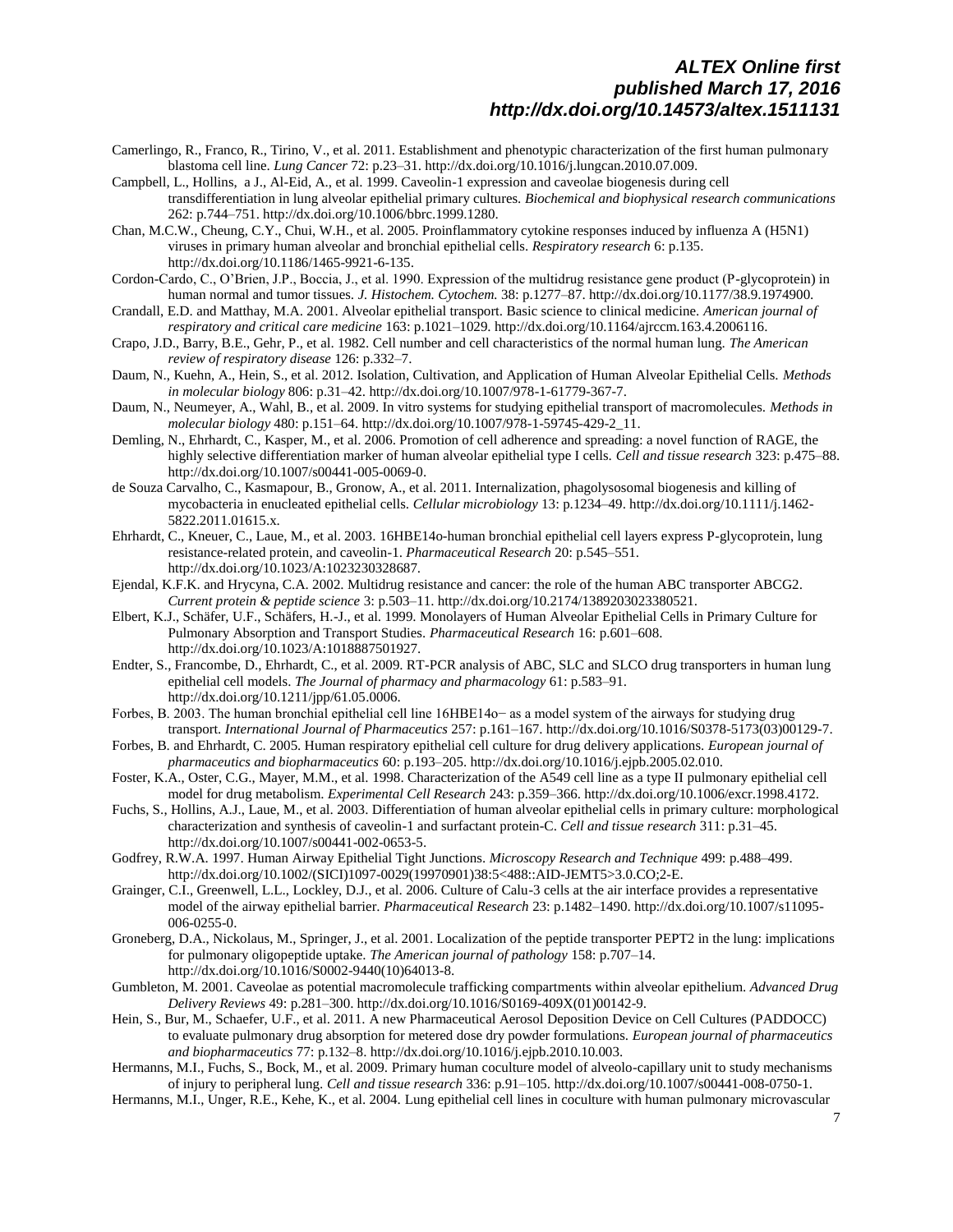Camerlingo, R., Franco, R., Tirino, V., et al. 2011. Establishment and phenotypic characterization of the first human pulmonary blastoma cell line. *Lung Cancer* 72: p.23–31. http://dx.doi.org/10.1016/j.lungcan.2010.07.009.

Campbell, L., Hollins, a J., Al-Eid, A., et al. 1999. Caveolin-1 expression and caveolae biogenesis during cell transdifferentiation in lung alveolar epithelial primary cultures. *Biochemical and biophysical research communications* 262: p.744–751. http://dx.doi.org/10.1006/bbrc.1999.1280.

Chan, M.C.W., Cheung, C.Y., Chui, W.H., et al. 2005. Proinflammatory cytokine responses induced by influenza A (H5N1) viruses in primary human alveolar and bronchial epithelial cells. *Respiratory research* 6: p.135. http://dx.doi.org/10.1186/1465-9921-6-135.

Cordon-Cardo, C., O'Brien, J.P., Boccia, J., et al. 1990. Expression of the multidrug resistance gene product (P-glycoprotein) in human normal and tumor tissues. *J. Histochem. Cytochem.* 38: p.1277–87. http://dx.doi.org/10.1177/38.9.1974900.

Crandall, E.D. and Matthay, M.A. 2001. Alveolar epithelial transport. Basic science to clinical medicine. *American journal of respiratory and critical care medicine* 163: p.1021–1029. http://dx.doi.org/10.1164/ajrccm.163.4.2006116.

Crapo, J.D., Barry, B.E., Gehr, P., et al. 1982. Cell number and cell characteristics of the normal human lung. *The American review of respiratory disease* 126: p.332–7.

Daum, N., Kuehn, A., Hein, S., et al. 2012. Isolation, Cultivation, and Application of Human Alveolar Epithelial Cells. *Methods in molecular biology* 806: p.31–42. http://dx.doi.org/10.1007/978-1-61779-367-7.

Daum, N., Neumeyer, A., Wahl, B., et al. 2009. In vitro systems for studying epithelial transport of macromolecules. *Methods in molecular biology* 480: p.151–64. http://dx.doi.org/10.1007/978-1-59745-429-2_11.

Demling, N., Ehrhardt, C., Kasper, M., et al. 2006. Promotion of cell adherence and spreading: a novel function of RAGE, the highly selective differentiation marker of human alveolar epithelial type I cells. *Cell and tissue research* 323: p.475–88. http://dx.doi.org/10.1007/s00441-005-0069-0.

de Souza Carvalho, C., Kasmapour, B., Gronow, A., et al. 2011. Internalization, phagolysosomal biogenesis and killing of mycobacteria in enucleated epithelial cells. *Cellular microbiology* 13: p.1234–49. http://dx.doi.org/10.1111/j.1462-5822.2011.01615.x.

Ehrhardt, C., Kneuer, C., Laue, M., et al. 2003. 16HBE14o-human bronchial epithelial cell layers express P-glycoprotein, lung resistance-related protein, and caveolin-1. *Pharmaceutical Research* 20: p.545–551. http://dx.doi.org/10.1023/A:1023230328687.

Ejendal, K.F.K. and Hrycyna, C.A. 2002. Multidrug resistance and cancer: the role of the human ABC transporter ABCG2. *Current protein & peptide science* 3: p.503–11. http://dx.doi.org/10.2174/1389203023380521.

Elbert, K.J., Schäfer, U.F., Schäfers, H.-J., et al. 1999. Monolayers of Human Alveolar Epithelial Cells in Primary Culture for Pulmonary Absorption and Transport Studies. *Pharmaceutical Research* 16: p.601–608. http://dx.doi.org/10.1023/A:1018887501927.

Endter, S., Francombe, D., Ehrhardt, C., et al. 2009. RT-PCR analysis of ABC, SLC and SLCO drug transporters in human lung epithelial cell models. *The Journal of pharmacy and pharmacology* 61: p.583–91. http://dx.doi.org/10.1211/jpp/61.05.0006.

Forbes, B. 2003. The human bronchial epithelial cell line 16HBE14o− as a model system of the airways for studying drug transport. *International Journal of Pharmaceutics* 257: p.161–167. http://dx.doi.org/10.1016/S0378-5173(03)00129-7.

Forbes, B. and Ehrhardt, C. 2005. Human respiratory epithelial cell culture for drug delivery applications. *European journal of pharmaceutics and biopharmaceutics* 60: p.193–205. http://dx.doi.org/10.1016/j.ejpb.2005.02.010.

Foster, K.A., Oster, C.G., Mayer, M.M., et al. 1998. Characterization of the A549 cell line as a type II pulmonary epithelial cell model for drug metabolism. *Experimental Cell Research* 243: p.359–366. http://dx.doi.org/10.1006/excr.1998.4172.

Fuchs, S., Hollins, A.J., Laue, M., et al. 2003. Differentiation of human alveolar epithelial cells in primary culture: morphological characterization and synthesis of caveolin-1 and surfactant protein-C. *Cell and tissue research* 311: p.31–45. http://dx.doi.org/10.1007/s00441-002-0653-5.

Godfrey, R.W.A. 1997. Human Airway Epithelial Tight Junctions. *Microscopy Research and Technique* 499: p.488–499. http://dx.doi.org/10.1002/(SICI)1097-0029(19970901)38:5<488::AID-JEMT5>3.0.CO;2-E.

Grainger, C.I., Greenwell, L.L., Lockley, D.J., et al. 2006. Culture of Calu-3 cells at the air interface provides a representative model of the airway epithelial barrier. *Pharmaceutical Research* 23: p.1482–1490. http://dx.doi.org/10.1007/s11095-006-0255-0.

Groneberg, D.A., Nickolaus, M., Springer, J., et al. 2001. Localization of the peptide transporter PEPT2 in the lung: implications for pulmonary oligopeptide uptake. *The American journal of pathology* 158: p.707–14. http://dx.doi.org/10.1016/S0002-9440(10)64013-8.

Gumbleton, M. 2001. Caveolae as potential macromolecule trafficking compartments within alveolar epithelium. *Advanced Drug Delivery Reviews* 49: p.281–300. http://dx.doi.org/10.1016/S0169-409X(01)00142-9.

Hein, S., Bur, M., Schaefer, U.F., et al. 2011. A new Pharmaceutical Aerosol Deposition Device on Cell Cultures (PADDOCC) to evaluate pulmonary drug absorption for metered dose dry powder formulations. *European journal of pharmaceutics and biopharmaceutics* 77: p.132–8. http://dx.doi.org/10.1016/j.ejpb.2010.10.003.

Hermanns, M.I., Fuchs, S., Bock, M., et al. 2009. Primary human coculture model of alveolo-capillary unit to study mechanisms of injury to peripheral lung. *Cell and tissue research* 336: p.91–105. http://dx.doi.org/10.1007/s00441-008-0750-1.

Hermanns, M.I., Unger, R.E., Kehe, K., et al. 2004. Lung epithelial cell lines in coculture with human pulmonary microvascular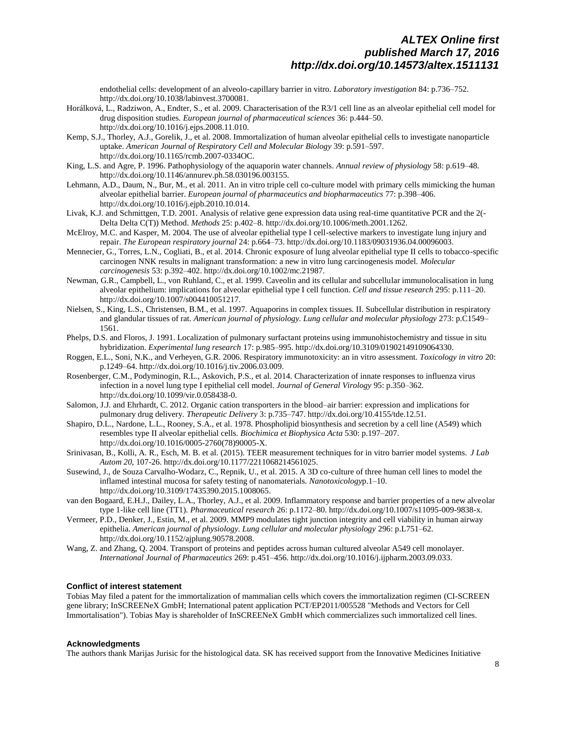endothelial cells: development of an alveolo-capillary barrier in vitro. *Laboratory investigation* 84: p.736–752. http://dx.doi.org/10.1038/labinvest.3700081.

Horálková, L., Radziwon, A., Endter, S., et al. 2009. Characterisation of the R3/1 cell line as an alveolar epithelial cell model for drug disposition studies. *European journal of pharmaceutical sciences* 36: p.444–50. http://dx.doi.org/10.1016/j.ejps.2008.11.010.

Kemp, S.J., Thorley, A.J., Gorelik, J., et al. 2008. Immortalization of human alveolar epithelial cells to investigate nanoparticle uptake. *American Journal of Respiratory Cell and Molecular Biology* 39: p.591–597. http://dx.doi.org/10.1165/rcmb.2007-0334OC.

King, L.S. and Agre, P. 1996. Pathophysiology of the aquaporin water channels. *Annual review of physiology* 58: p.619–48. http://dx.doi.org/10.1146/annurev.ph.58.030196.003155.

Lehmann, A.D., Daum, N., Bur, M., et al. 2011. An in vitro triple cell co-culture model with primary cells mimicking the human alveolar epithelial barrier. *European journal of pharmaceutics and biopharmaceutics* 77: p.398–406. http://dx.doi.org/10.1016/j.ejpb.2010.10.014.

Livak, K.J. and Schmittgen, T.D. 2001. Analysis of relative gene expression data using real-time quantitative PCR and the 2(-Delta Delta C(T)) Method. *Methods* 25: p.402–8. http://dx.doi.org/10.1006/meth.2001.1262.

McElroy, M.C. and Kasper, M. 2004. The use of alveolar epithelial type I cell-selective markers to investigate lung injury and repair. *The European respiratory journal* 24: p.664–73. http://dx.doi.org/10.1183/09031936.04.00096003.

Mennecier, G., Torres, L.N., Cogliati, B., et al. 2014. Chronic exposure of lung alveolar epithelial type II cells to tobacco-specific carcinogen NNK results in malignant transformation: a new in vitro lung carcinogenesis model. *Molecular carcinogenesis* 53: p.392–402. http://dx.doi.org/10.1002/mc.21987.

Newman, G.R., Campbell, L., von Ruhland, C., et al. 1999. Caveolin and its cellular and subcellular immunolocalisation in lung alveolar epithelium: implications for alveolar epithelial type I cell function. *Cell and tissue research* 295: p.111–20. http://dx.doi.org/10.1007/s004410051217.

Nielsen, S., King, L.S., Christensen, B.M., et al. 1997. Aquaporins in complex tissues. II. Subcellular distribution in respiratory and glandular tissues of rat. *American journal of physiology. Lung cellular and molecular physiology* 273: p.C1549–1561.

Phelps, D.S. and Floros, J. 1991. Localization of pulmonary surfactant proteins using immunohistochemistry and tissue in situ hybridization. *Experimental lung research* 17: p.985–995. http://dx.doi.org/10.3109/01902149109064330.

Roggen, E.L., Soni, N.K., and Verheyen, G.R. 2006. Respiratory immunotoxicity: an in vitro assessment. *Toxicology in vitro* 20: p.1249–64. http://dx.doi.org/10.1016/j.tiv.2006.03.009.

Rosenberger, C.M., Podyminogin, R.L., Askovich, P.S., et al. 2014. Characterization of innate responses to influenza virus infection in a novel lung type I epithelial cell model. *Journal of General Virology* 95: p.350–362. http://dx.doi.org/10.1099/vir.0.058438-0.

Salomon, J.J. and Ehrhardt, C. 2012. Organic cation transporters in the blood–air barrier: expression and implications for pulmonary drug delivery. *Therapeutic Delivery* 3: p.735–747. http://dx.doi.org/10.4155/tde.12.51.

Shapiro, D.L., Nardone, L.L., Rooney, S.A., et al. 1978. Phospholipid biosynthesis and secretion by a cell line (A549) which resembles type II alveolar epithelial cells. *Biochimica et Biophysica Acta* 530: p.197–207. http://dx.doi.org/10.1016/0005-2760(78)90005-X.

Srinivasan, B., Kolli, A. R., Esch, M. B. et al. (2015). TEER measurement techniques for in vitro barrier model systems. *J Lab Autom 20*, 107-26. http://dx.doi.org/10.1177/2211068214561025.

Susewind, J., de Souza Carvalho-Wodarz, C., Repnik, U., et al. 2015. A 3D co-culture of three human cell lines to model the inflamed intestinal mucosa for safety testing of nanomaterials. *Nanotoxicology*p.1–10. http://dx.doi.org/10.3109/17435390.2015.1008065.

van den Bogaard, E.H.J., Dailey, L.A., Thorley, A.J., et al. 2009. Inflammatory response and barrier properties of a new alveolar type 1-like cell line (TT1). *Pharmaceutical research* 26: p.1172–80. http://dx.doi.org/10.1007/s11095-009-9838-x.

Vermeer, P.D., Denker, J., Estin, M., et al. 2009. MMP9 modulates tight junction integrity and cell viability in human airway epithelia. *American journal of physiology. Lung cellular and molecular physiology* 296: p.L751–62. http://dx.doi.org/10.1152/ajplung.90578.2008.

Wang, Z. and Zhang, Q. 2004. Transport of proteins and peptides across human cultured alveolar A549 cell monolayer. *International Journal of Pharmaceutics* 269: p.451–456. http://dx.doi.org/10.1016/j.ijpharm.2003.09.033.

#### Conflict of interest statement

Tobias May filed a patent for the immortalization of mammalian cells which covers the immortalization regimen (CI-SCREEN gene library; InSCREENeX GmbH; International patent application PCT/EP2011/005528 "Methods and Vectors for Cell Immortalisation"). Tobias May is shareholder of InSCREENeX GmbH which commercializes such immortalized cell lines.

#### Acknowledgments

The authors thank Marijas Jurisic for the histological data. SK has received support from the Innovative Medicines Initiative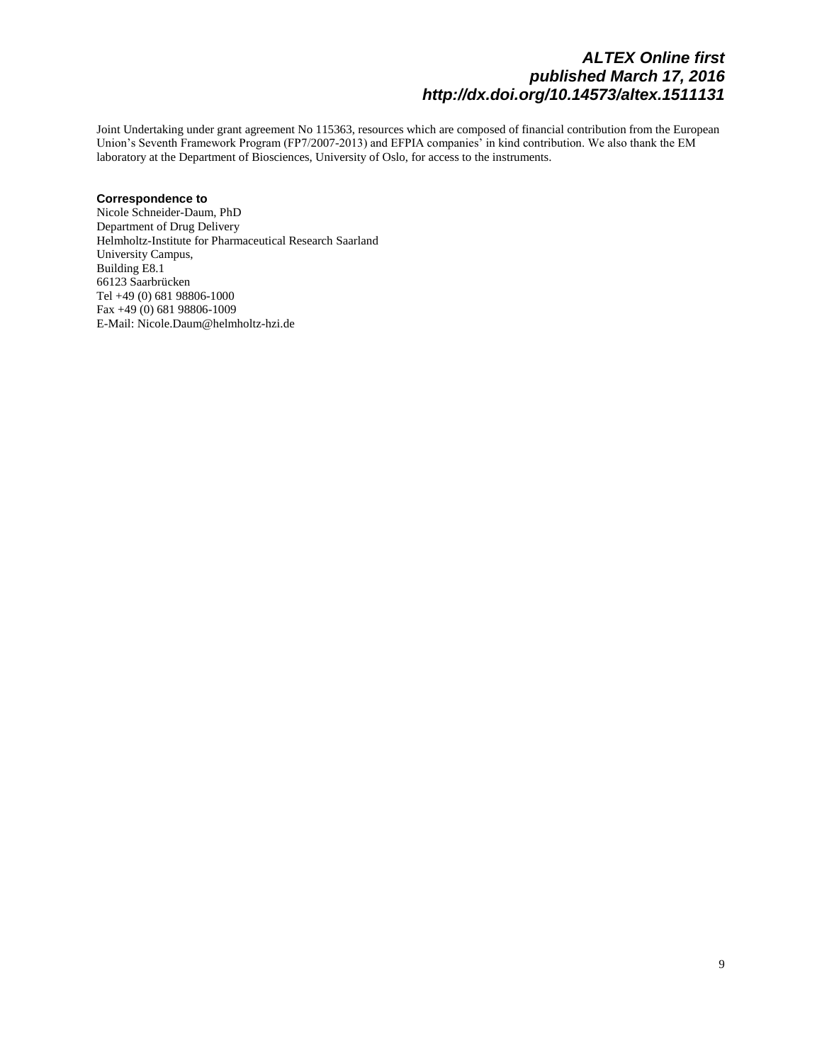Joint Undertaking under grant agreement No 115363, resources which are composed of financial contribution from the European Union's Seventh Framework Program (FP7/2007-2013) and EFPIA companies' in kind contribution. We also thank the EM laboratory at the Department of Biosciences, University of Oslo, for access to the instruments.

**Correspondence to**

Nicole Schneider-Daum, PhD
Department of Drug Delivery
Helmholtz-Institute for Pharmaceutical Research Saarland
University Campus,
Building E8.1
66123 Saarbrücken
Tel +49 (0) 681 98806-1000
Fax +49 (0) 681 98806-1009
E-Mail: Nicole.Daum@helmholtz-hzi.de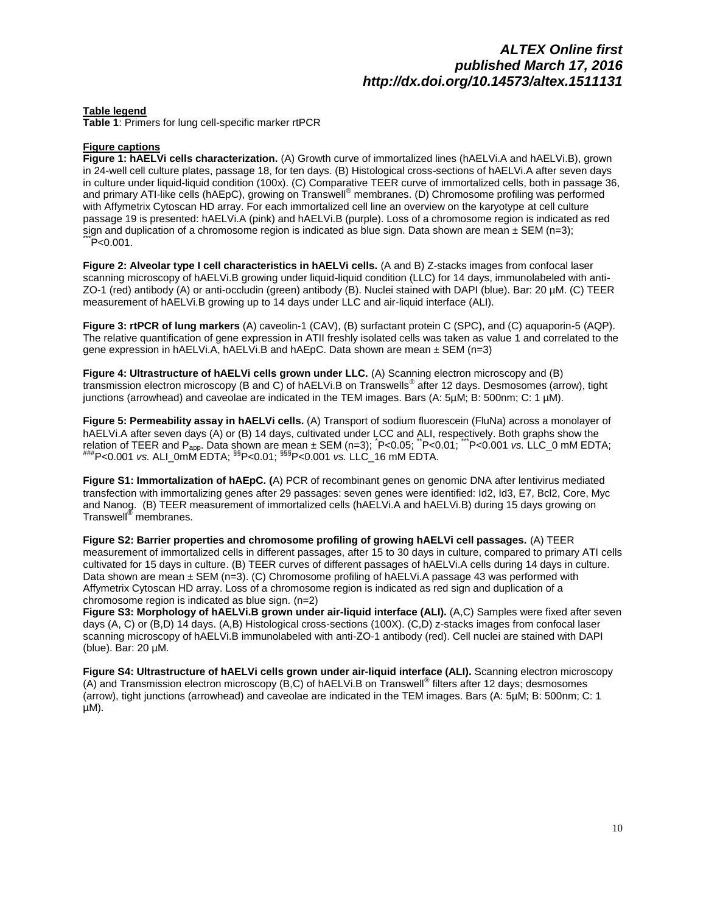**Table legend**

**Table 1**: Primers for lung cell-specific marker rtPCR

**Figure captions**

**Figure 1: hAELVi cells characterization.** (A) Growth curve of immortalized lines (hAELVi.A and hAELVi.B), grown in 24-well cell culture plates, passage 18, for ten days. (B) Histological cross-sections of hAELVi.A after seven days in culture under liquid-liquid condition (100x). (C) Comparative TEER curve of immortalized cells, both in passage 36, and primary ATI-like cells (hAEpC), growing on Transwell® membranes. (D) Chromosome profiling was performed with Affymetrix Cytoscan HD array. For each immortalized cell line an overview on the karyotype at cell culture passage 19 is presented: hAELVi.A (pink) and hAELVi.B (purple). Loss of a chromosome region is indicated as red sign and duplication of a chromosome region is indicated as blue sign. Data shown are mean ± SEM (n=3); ***P<0.001.

**Figure 2: Alveolar type I cell characteristics in hAELVi cells.** (A and B) Z-stacks images from confocal laser scanning microscopy of hAELVi.B growing under liquid-liquid condition (LLC) for 14 days, immunolabeled with anti-ZO-1 (red) antibody (A) or anti-occludin (green) antibody (B). Nuclei stained with DAPI (blue). Bar: 20 µM. (C) TEER measurement of hAELVi.B growing up to 14 days under LLC and air-liquid interface (ALI).

**Figure 3: rtPCR of lung markers** (A) caveolin-1 (CAV), (B) surfactant protein C (SPC), and (C) aquaporin-5 (AQP). The relative quantification of gene expression in ATII freshly isolated cells was taken as value 1 and correlated to the gene expression in hAELVi.A, hAELVi.B and hAEpC. Data shown are mean ± SEM (n=3)

**Figure 4: Ultrastructure of hAELVi cells grown under LLC.** (A) Scanning electron microscopy and (B) transmission electron microscopy (B and C) of hAELVi.B on Transwells® after 12 days. Desmosomes (arrow), tight junctions (arrowhead) and caveolae are indicated in the TEM images. Bars (A: 5µM; B: 500nm; C: 1 µM).

**Figure 5: Permeability assay in hAELVi cells.** (A) Transport of sodium fluorescein (FluNa) across a monolayer of hAELVi.A after seven days (A) or (B) 14 days, cultivated under LCC and ALI, respectively. Both graphs show the relation of TEER and $P_{app}$. Data shown are mean ± SEM (n=3); *P<0.05; **P<0.01; ***P<0.001 *vs.* LLC_0 mM EDTA; ###P<0.001 *vs.* ALI_0mM EDTA; §§P<0.01; §§§P<0.001 *vs.* LLC_16 mM EDTA.

**Figure S1: Immortalization of hAEpC. (**A) PCR of recombinant genes on genomic DNA after lentivirus mediated transfection with immortalizing genes after 29 passages: seven genes were identified: Id2, Id3, E7, Bcl2, Core, Myc and Nanog. (B) TEER measurement of immortalized cells (hAELVi.A and hAELVi.B) during 15 days growing on Transwell® membranes.

**Figure S2: Barrier properties and chromosome profiling of growing hAELVi cell passages.** (A) TEER measurement of immortalized cells in different passages, after 15 to 30 days in culture, compared to primary ATI cells cultivated for 15 days in culture. (B) TEER curves of different passages of hAELVi.A cells during 14 days in culture. Data shown are mean ± SEM (n=3). (C) Chromosome profiling of hAELVi.A passage 43 was performed with Affymetrix Cytoscan HD array. Loss of a chromosome region is indicated as red sign and duplication of a chromosome region is indicated as blue sign. (n=2)

**Figure S3: Morphology of hAELVi.B grown under air-liquid interface (ALI).** (A,C) Samples were fixed after seven days (A, C) or (B,D) 14 days. (A,B) Histological cross-sections (100X). (C,D) z-stacks images from confocal laser scanning microscopy of hAELVi.B immunolabeled with anti-ZO-1 antibody (red). Cell nuclei are stained with DAPI (blue). Bar: 20 µM.

**Figure S4: Ultrastructure of hAELVi cells grown under air-liquid interface (ALI).** Scanning electron microscopy (A) and Transmission electron microscopy (B,C) of hAELVi.B on Transwell® filters after 12 days; desmosomes (arrow), tight junctions (arrowhead) and caveolae are indicated in the TEM images. Bars (A: 5µM; B: 500nm; C: 1 µM).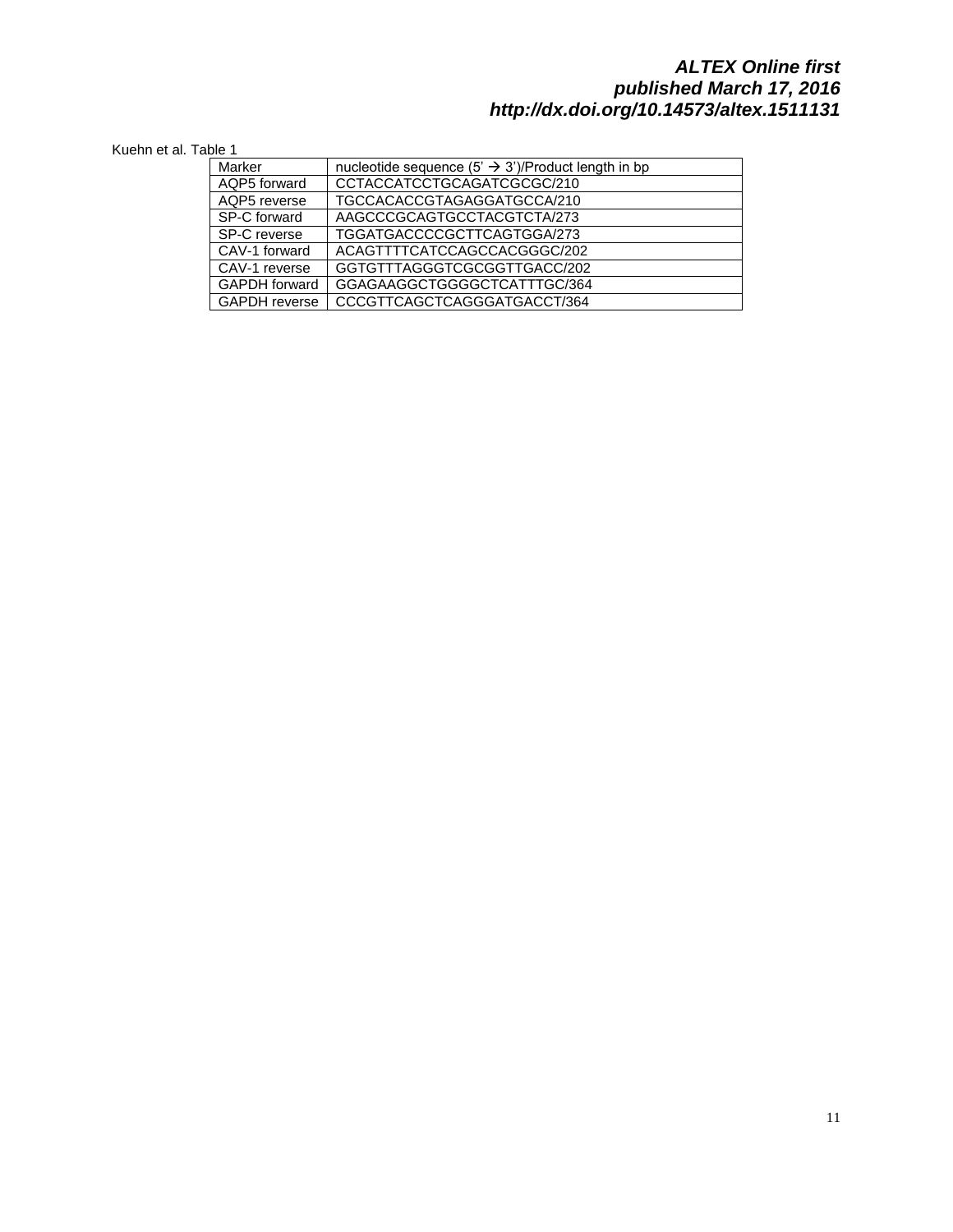Kuehn et al. Table 1

| Marker | nucleotide sequence (5' → 3')/Product length in bp |
| --- | --- |
| AQP5 forward | CCTACCATCCTGCAGATCGCGC/210 |
| AQP5 reverse | TGCCACACCGTAGAGGATGCCA/210 |
| SP-C forward | AAGCCCGCAGTGCCTACGTCTA/273 |
| SP-C reverse | TGGATGACCCCGCTTCAGTGGA/273 |
| CAV-1 forward | ACAGTTTTCATCCAGCCACGGGC/202 |
| CAV-1 reverse | GGTGTTTAGGGTCGCGGTTGACC/202 |
| GAPDH forward | GGAGAAGGCTGGGGCTCATTTGC/364 |
| GAPDH reverse | CCCGTTCAGCTCAGGGATGACCT/364 |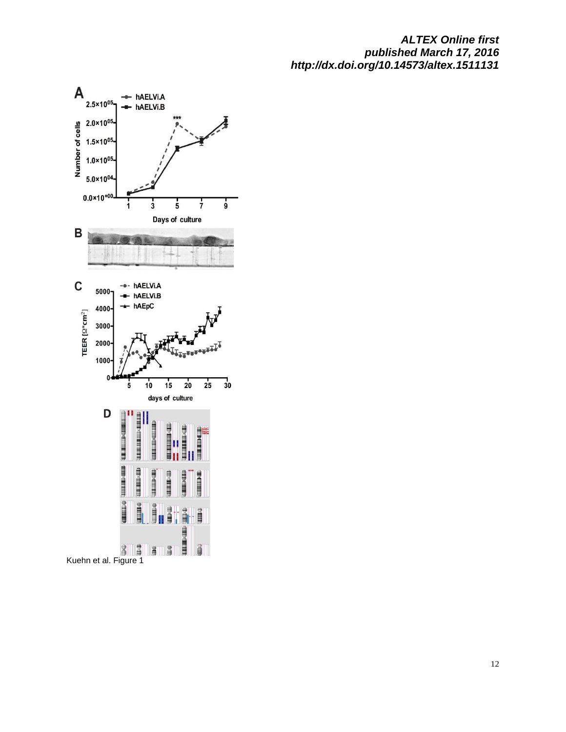Kuehn et al. Figure 1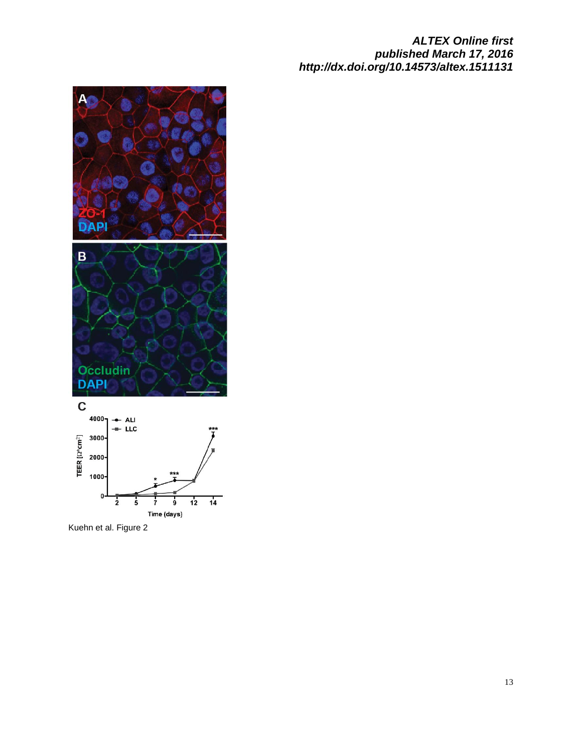Kuehn et al. Figure 2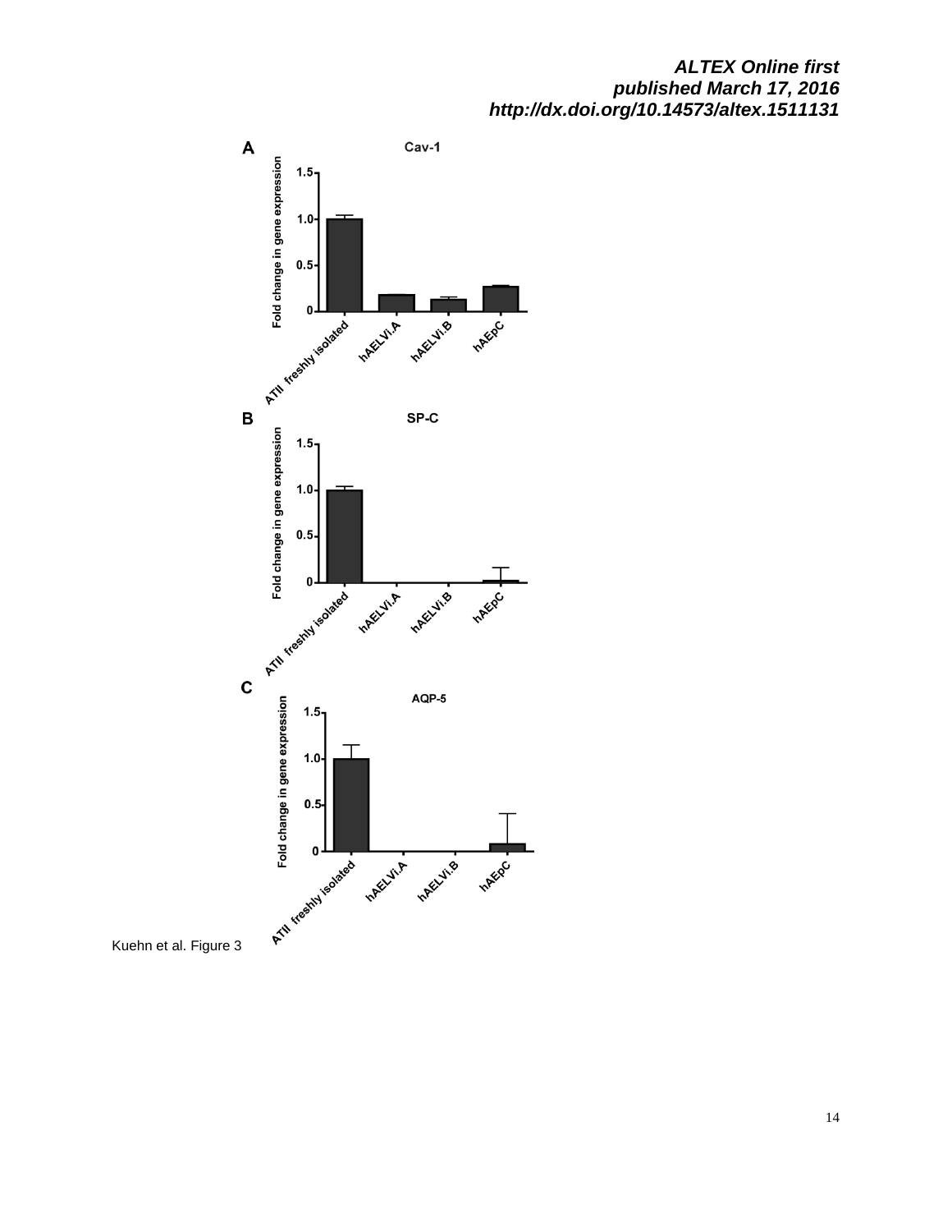Kuehn et al. Figure 3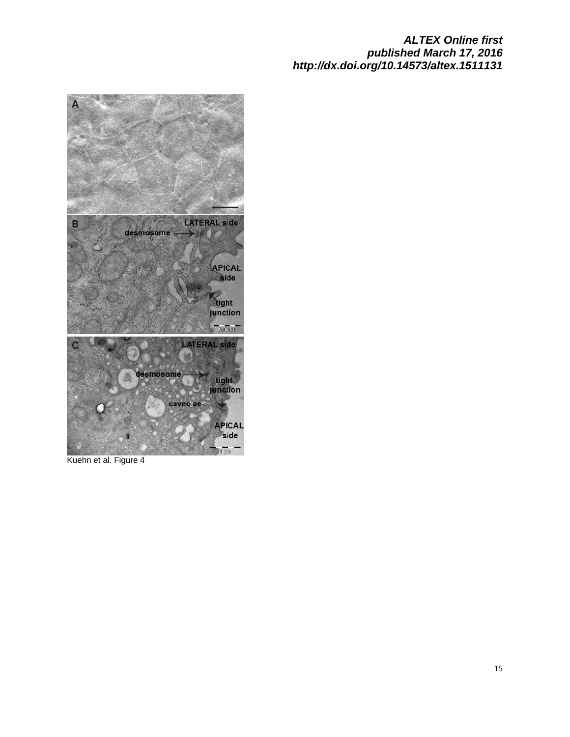Kuehn et al. Figure 4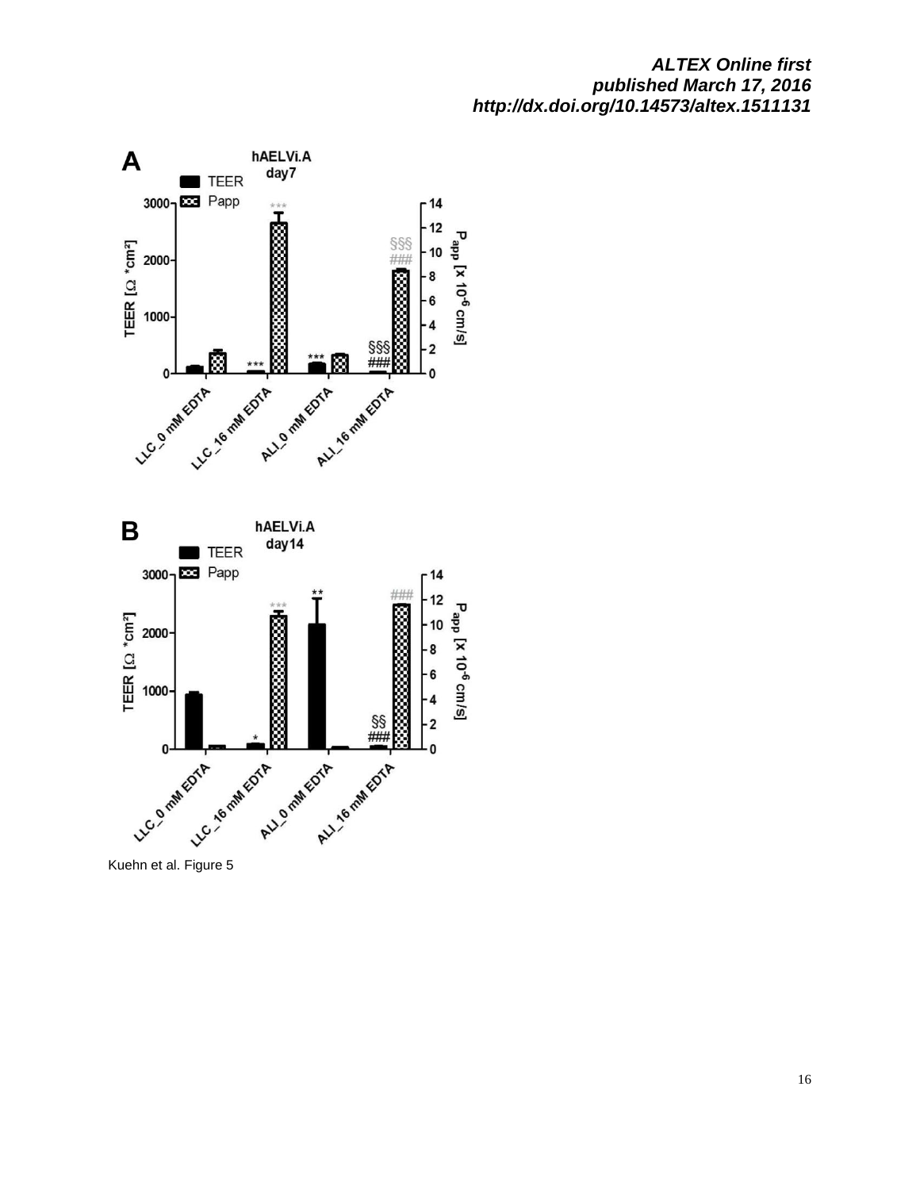Kuehn et al. Figure 5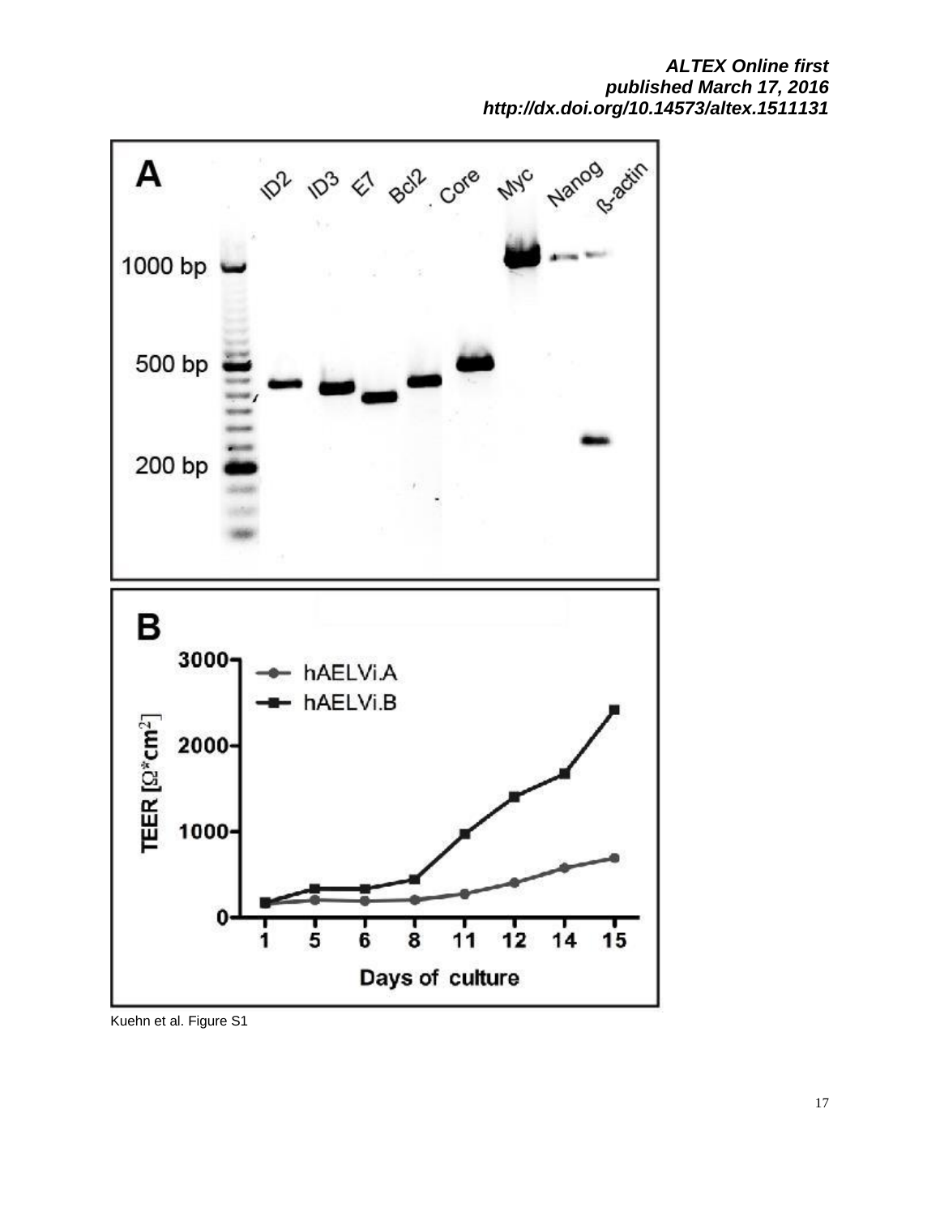Kuehn et al. Figure S1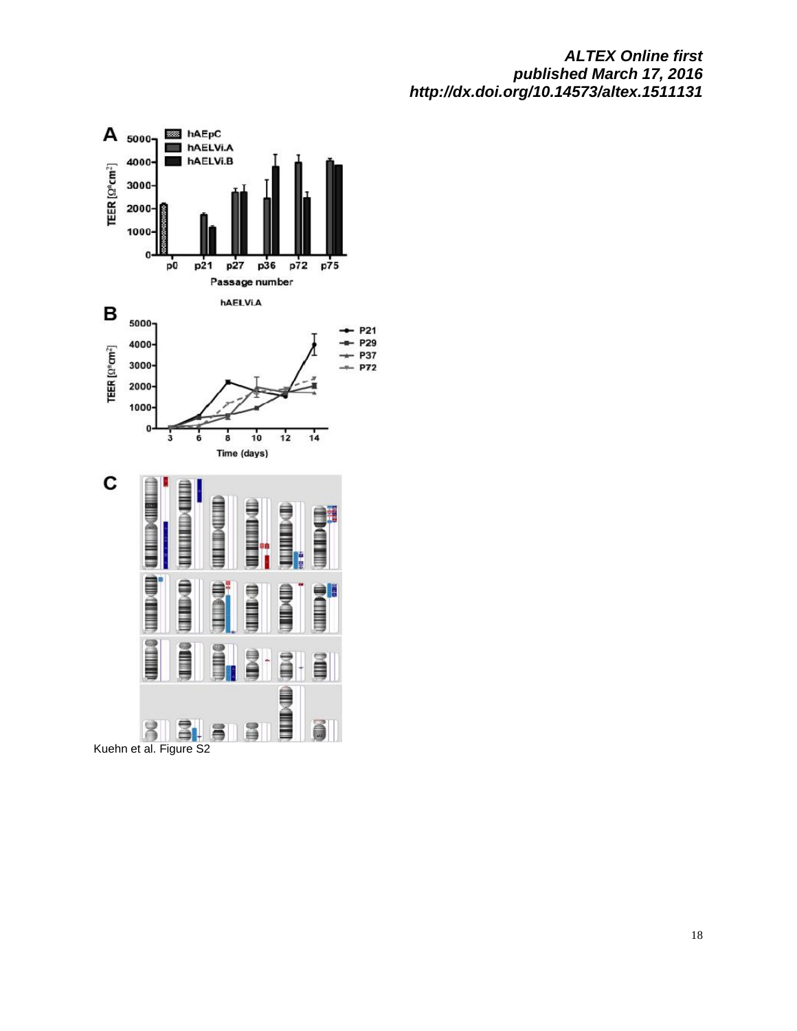Kuehn et al. Figure S2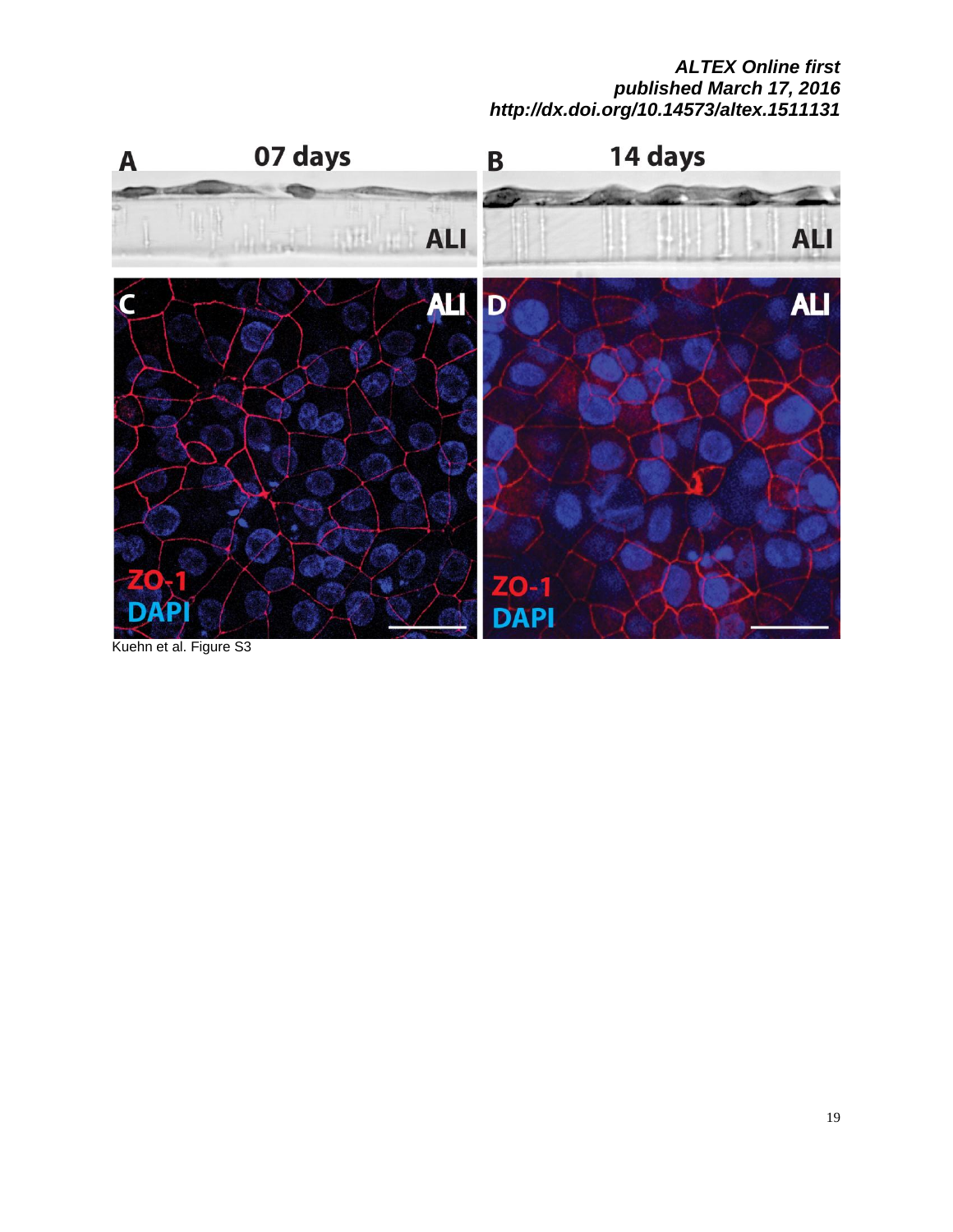Kuehn et al. Figure S3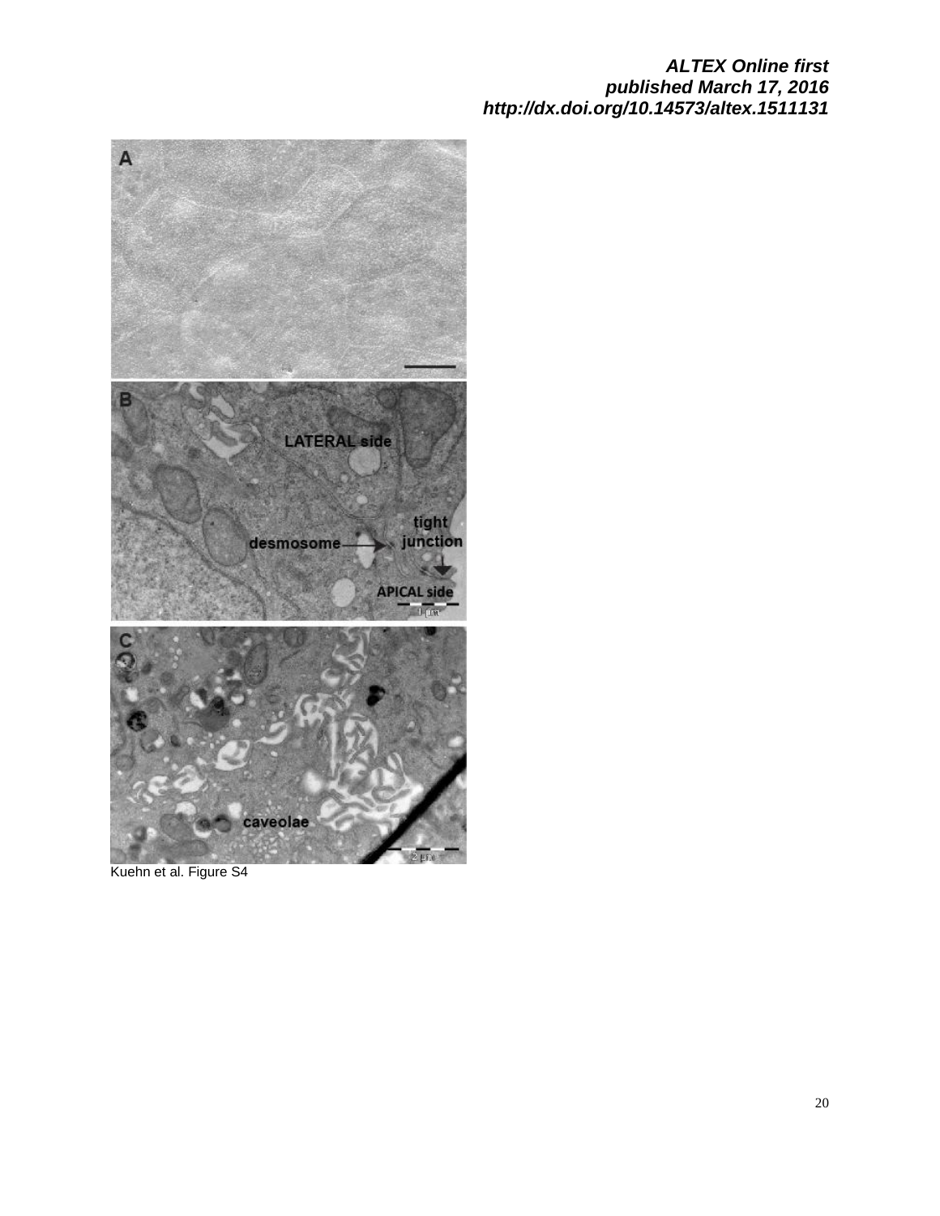A

B

LATERAL side

desmosome

tight junction

APICAL side

1 µm

C

caveolae

2 µm

Kuehn et al. Figure S4